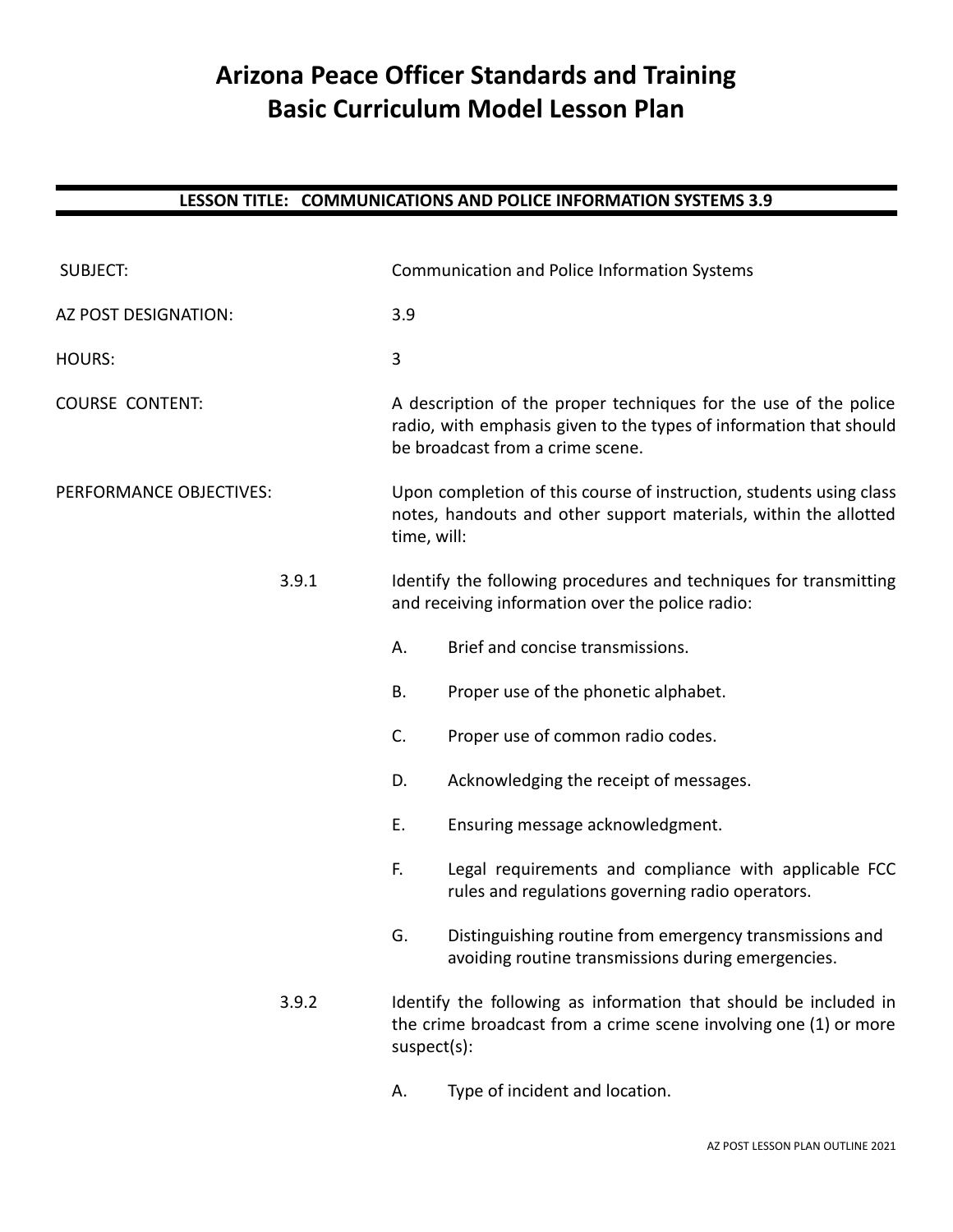# Arizona Peace Officer Standards and Training
# Basic Curriculum Model Lesson Plan

## LESSON TITLE: COMMUNICATIONS AND POLICE INFORMATION SYSTEMS 3.9

SUBJECT: Communication and Police Information Systems

AZ POST DESIGNATION: 3.9

HOURS: 3

COURSE CONTENT: A description of the proper techniques for the use of the police radio, with emphasis given to the types of information that should be broadcast from a crime scene.

PERFORMANCE OBJECTIVES: Upon completion of this course of instruction, students using class notes, handouts and other support materials, within the allotted time, will:

3.9.1 Identify the following procedures and techniques for transmitting and receiving information over the police radio:

- A. Brief and concise transmissions.
- B. Proper use of the phonetic alphabet.
- C. Proper use of common radio codes.
- D. Acknowledging the receipt of messages.
- E. Ensuring message acknowledgment.
- F. Legal requirements and compliance with applicable FCC rules and regulations governing radio operators.
- G. Distinguishing routine from emergency transmissions and avoiding routine transmissions during emergencies.

3.9.2 Identify the following as information that should be included in the crime broadcast from a crime scene involving one (1) or more suspect(s):

- A. Type of incident and location.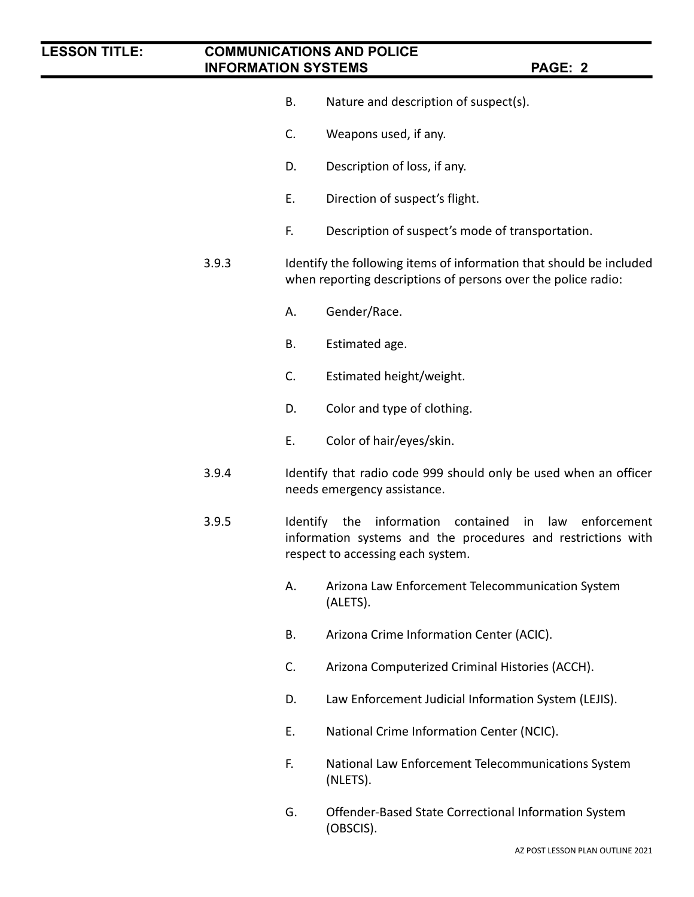B. Nature and description of suspect(s).

C. Weapons used, if any.

D. Description of loss, if any.

E. Direction of suspect's flight.

F. Description of suspect's mode of transportation.

3.9.3 Identify the following items of information that should be included when reporting descriptions of persons over the police radio:

A. Gender/Race.

B. Estimated age.

C. Estimated height/weight.

D. Color and type of clothing.

E. Color of hair/eyes/skin.

3.9.4 Identify that radio code 999 should only be used when an officer needs emergency assistance.

3.9.5 Identify the information contained in law enforcement information systems and the procedures and restrictions with respect to accessing each system.

A. Arizona Law Enforcement Telecommunication System (ALETS).

B. Arizona Crime Information Center (ACIC).

C. Arizona Computerized Criminal Histories (ACCH).

D. Law Enforcement Judicial Information System (LEJIS).

E. National Crime Information Center (NCIC).

F. National Law Enforcement Telecommunications System (NLETS).

G. Offender-Based State Correctional Information System (OBSCIS).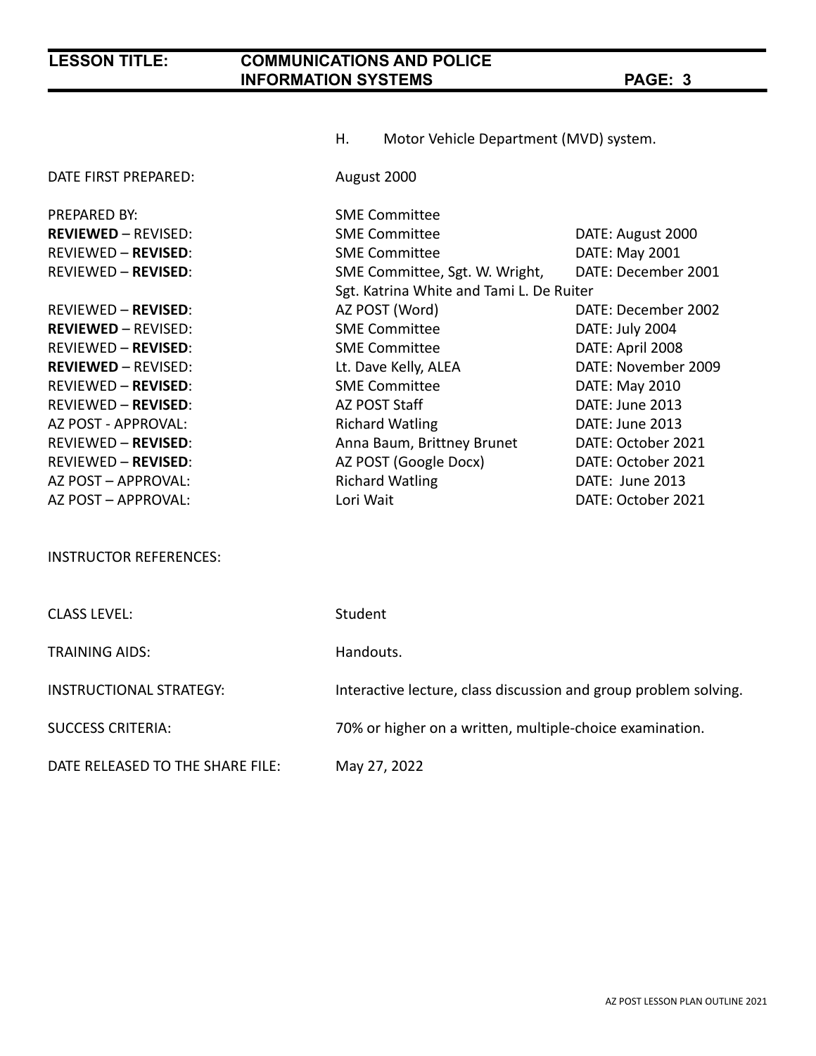H. Motor Vehicle Department (MVD) system.

| | | |
|---|---|---|
| DATE FIRST PREPARED: | August 2000 | |
| PREPARED BY: | SME Committee | |
| **REVIEWED** – REVISED: | SME Committee | DATE: August 2000 |
| REVIEWED – **REVISED**: | SME Committee | DATE: May 2001 |
| REVIEWED – **REVISED**: | SME Committee, Sgt. W. Wright, Sgt. Katrina White and Tami L. De Ruiter | DATE: December 2001 |
| REVIEWED – **REVISED**: | AZ POST (Word) | DATE: December 2002 |
| **REVIEWED** – REVISED: | SME Committee | DATE: July 2004 |
| REVIEWED – **REVISED**: | SME Committee | DATE: April 2008 |
| **REVIEWED** – REVISED: | Lt. Dave Kelly, ALEA | DATE: November 2009 |
| REVIEWED – **REVISED**: | SME Committee | DATE: May 2010 |
| REVIEWED – **REVISED**: | AZ POST Staff | DATE: June 2013 |
| AZ POST - APPROVAL: | Richard Watling | DATE: June 2013 |
| REVIEWED – **REVISED**: | Anna Baum, Brittney Brunet | DATE: October 2021 |
| REVIEWED – **REVISED**: | AZ POST (Google Docx) | DATE: October 2021 |
| AZ POST – APPROVAL: | Richard Watling | DATE: June 2013 |
| AZ POST – APPROVAL: | Lori Wait | DATE: October 2021 |

INSTRUCTOR REFERENCES:

CLASS LEVEL: Student

TRAINING AIDS: Handouts.

INSTRUCTIONAL STRATEGY: Interactive lecture, class discussion and group problem solving.

SUCCESS CRITERIA: 70% or higher on a written, multiple-choice examination.

DATE RELEASED TO THE SHARE FILE: May 27, 2022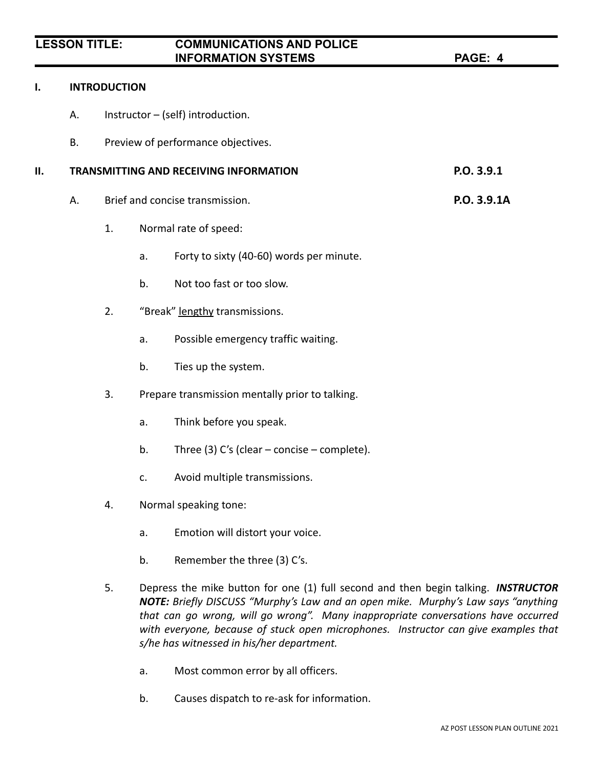## I. INTRODUCTION

A. Instructor – (self) introduction.

B. Preview of performance objectives.

## II. TRANSMITTING AND RECEIVING INFORMATION — P.O. 3.9.1

A. Brief and concise transmission. **P.O. 3.9.1A**

1. Normal rate of speed:
   a. Forty to sixty (40-60) words per minute.
   b. Not too fast or too slow.

2. “Break” <u>lengthy</u> transmissions.
   a. Possible emergency traffic waiting.
   b. Ties up the system.

3. Prepare transmission mentally prior to talking.
   a. Think before you speak.
   b. Three (3) C’s (clear – concise – complete).
   c. Avoid multiple transmissions.

4. Normal speaking tone:
   a. Emotion will distort your voice.
   b. Remember the three (3) C’s.

5. Depress the mike button for one (1) full second and then begin talking. ***INSTRUCTOR NOTE:*** *Briefly DISCUSS “Murphy’s Law and an open mike. Murphy’s Law says “anything that can go wrong, will go wrong”. Many inappropriate conversations have occurred with everyone, because of stuck open microphones. Instructor can give examples that s/he has witnessed in his/her department.*
   a. Most common error by all officers.
   b. Causes dispatch to re-ask for information.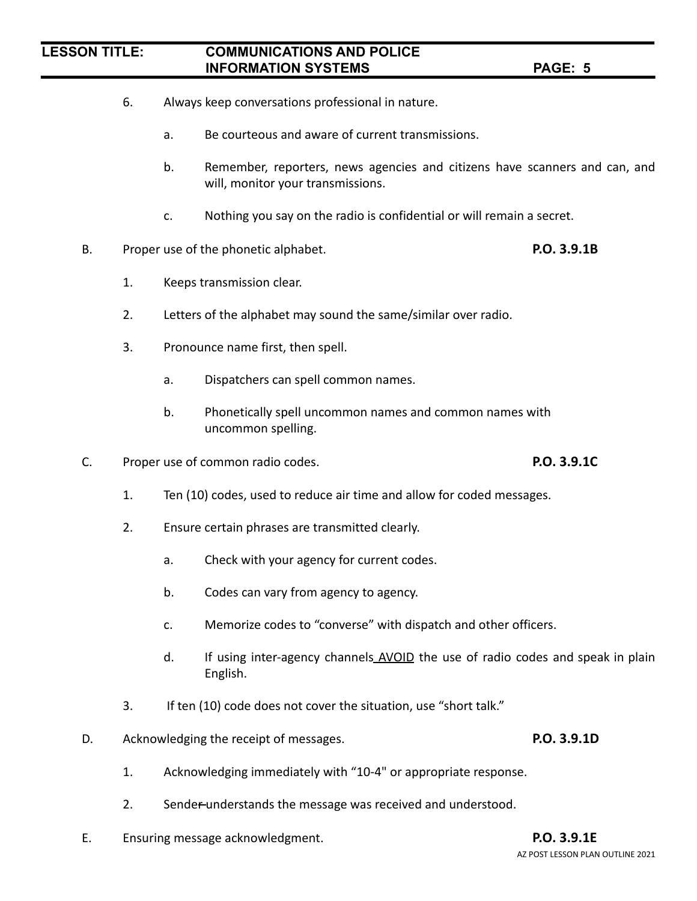6. Always keep conversations professional in nature.

   a. Be courteous and aware of current transmissions.

   b. Remember, reporters, news agencies and citizens have scanners and can, and will, monitor your transmissions.

   c. Nothing you say on the radio is confidential or will remain a secret.

B. Proper use of the phonetic alphabet. **P.O. 3.9.1B**

   1. Keeps transmission clear.

   2. Letters of the alphabet may sound the same/similar over radio.

   3. Pronounce name first, then spell.

      a. Dispatchers can spell common names.

      b. Phonetically spell uncommon names and common names with uncommon spelling.

C. Proper use of common radio codes. **P.O. 3.9.1C**

   1. Ten (10) codes, used to reduce air time and allow for coded messages.

   2. Ensure certain phrases are transmitted clearly.

      a. Check with your agency for current codes.

      b. Codes can vary from agency to agency.

      c. Memorize codes to "converse" with dispatch and other officers.

      d. If using inter-agency channels AVOID the use of radio codes and speak in plain English.

   3. If ten (10) code does not cover the situation, use "short talk."

D. Acknowledging the receipt of messages. **P.O. 3.9.1D**

   1. Acknowledging immediately with "10-4" or appropriate response.

   2. Sender understands the message was received and understood.

E. Ensuring message acknowledgment. **P.O. 3.9.1E**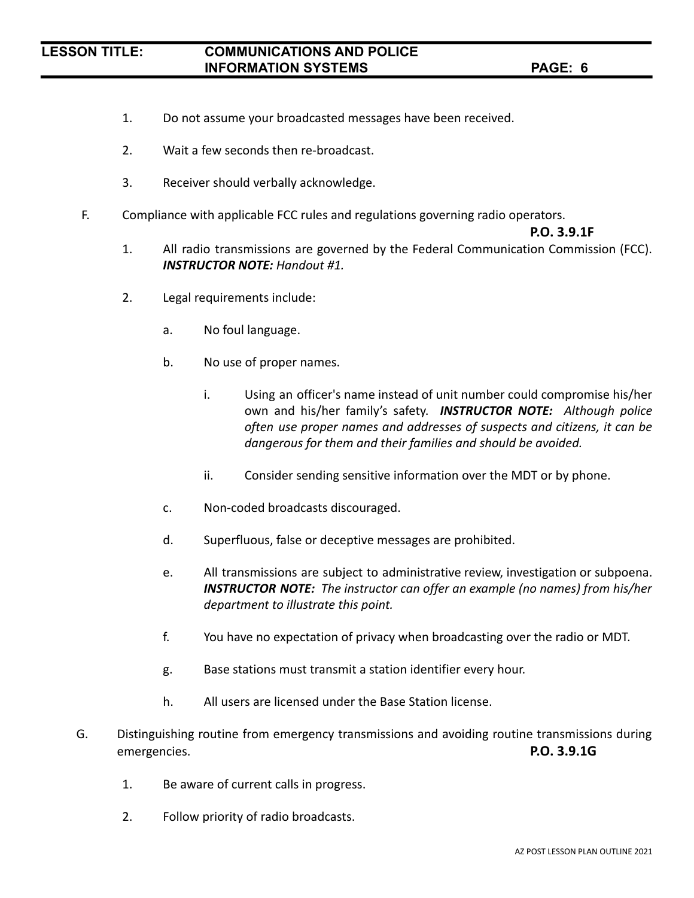1. Do not assume your broadcasted messages have been received.

2. Wait a few seconds then re-broadcast.

3. Receiver should verbally acknowledge.

F. Compliance with applicable FCC rules and regulations governing radio operators.

**P.O. 3.9.1F**

1. All radio transmissions are governed by the Federal Communication Commission (FCC). ***INSTRUCTOR NOTE:*** *Handout #1.*

2. Legal requirements include:

   a. No foul language.

   b. No use of proper names.

      i. Using an officer's name instead of unit number could compromise his/her own and his/her family's safety. ***INSTRUCTOR NOTE:*** *Although police often use proper names and addresses of suspects and citizens, it can be dangerous for them and their families and should be avoided.*

      ii. Consider sending sensitive information over the MDT or by phone.

   c. Non-coded broadcasts discouraged.

   d. Superfluous, false or deceptive messages are prohibited.

   e. All transmissions are subject to administrative review, investigation or subpoena. ***INSTRUCTOR NOTE:*** *The instructor can offer an example (no names) from his/her department to illustrate this point.*

   f. You have no expectation of privacy when broadcasting over the radio or MDT.

   g. Base stations must transmit a station identifier every hour.

   h. All users are licensed under the Base Station license.

G. Distinguishing routine from emergency transmissions and avoiding routine transmissions during emergencies. **P.O. 3.9.1G**

1. Be aware of current calls in progress.

2. Follow priority of radio broadcasts.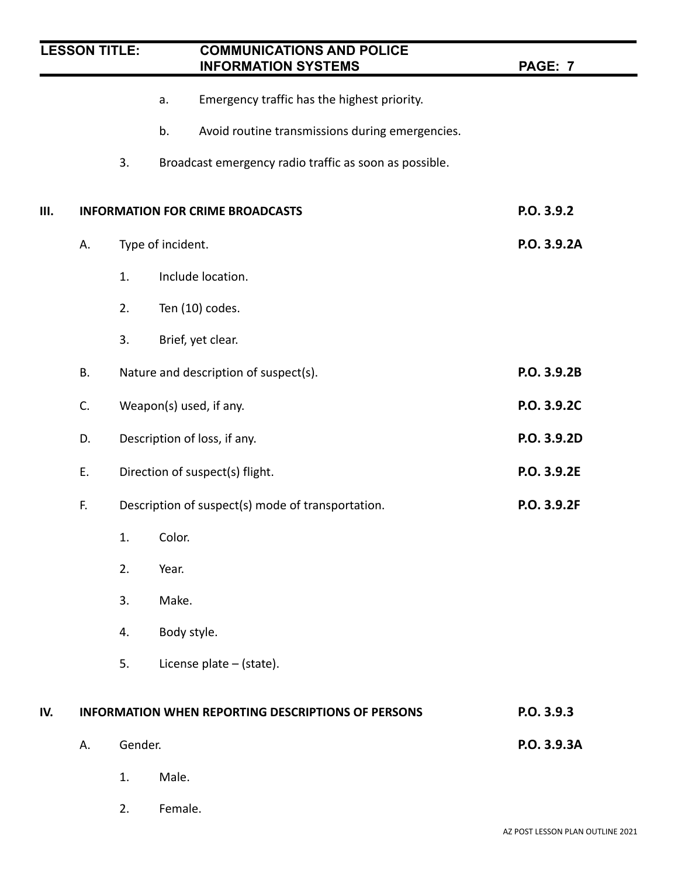a. Emergency traffic has the highest priority.

b. Avoid routine transmissions during emergencies.

3. Broadcast emergency radio traffic as soon as possible.

**III. INFORMATION FOR CRIME BROADCASTS** **P.O. 3.9.2**

A. Type of incident. **P.O. 3.9.2A**

1. Include location.

2. Ten (10) codes.

3. Brief, yet clear.

B. Nature and description of suspect(s). **P.O. 3.9.2B**

C. Weapon(s) used, if any. **P.O. 3.9.2C**

D. Description of loss, if any. **P.O. 3.9.2D**

E. Direction of suspect(s) flight. **P.O. 3.9.2E**

F. Description of suspect(s) mode of transportation. **P.O. 3.9.2F**

1. Color.

2. Year.

3. Make.

4. Body style.

5. License plate – (state).

**IV. INFORMATION WHEN REPORTING DESCRIPTIONS OF PERSONS** **P.O. 3.9.3**

A. Gender. **P.O. 3.9.3A**

1. Male.

2. Female.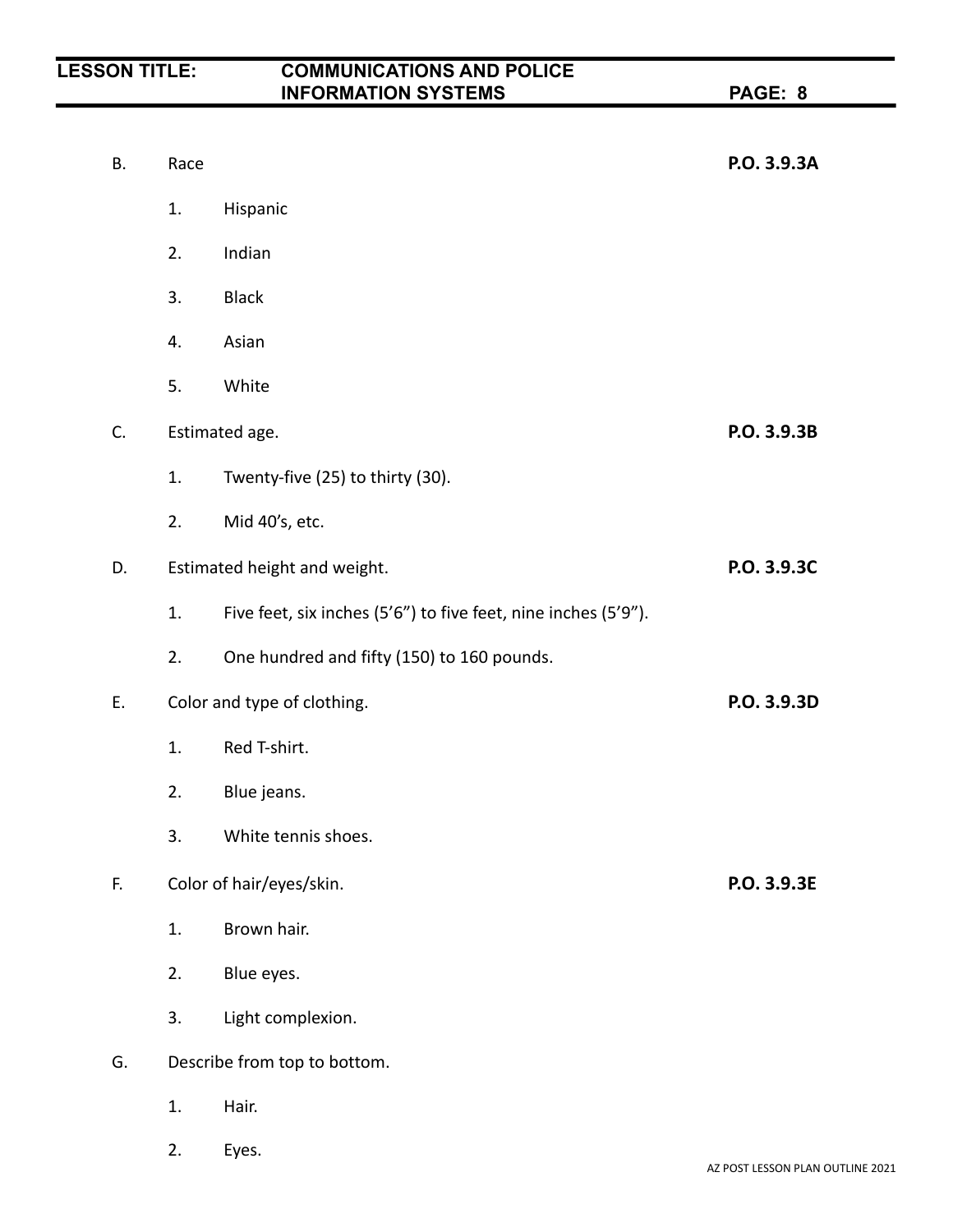B. Race **P.O. 3.9.3A**

1. Hispanic

2. Indian

3. Black

4. Asian

5. White

C. Estimated age. **P.O. 3.9.3B**

1. Twenty-five (25) to thirty (30).

2. Mid 40's, etc.

D. Estimated height and weight. **P.O. 3.9.3C**

1. Five feet, six inches (5'6") to five feet, nine inches (5'9").

2. One hundred and fifty (150) to 160 pounds.

E. Color and type of clothing. **P.O. 3.9.3D**

1. Red T-shirt.

2. Blue jeans.

3. White tennis shoes.

F. Color of hair/eyes/skin. **P.O. 3.9.3E**

1. Brown hair.

2. Blue eyes.

3. Light complexion.

G. Describe from top to bottom.

1. Hair.

2. Eyes.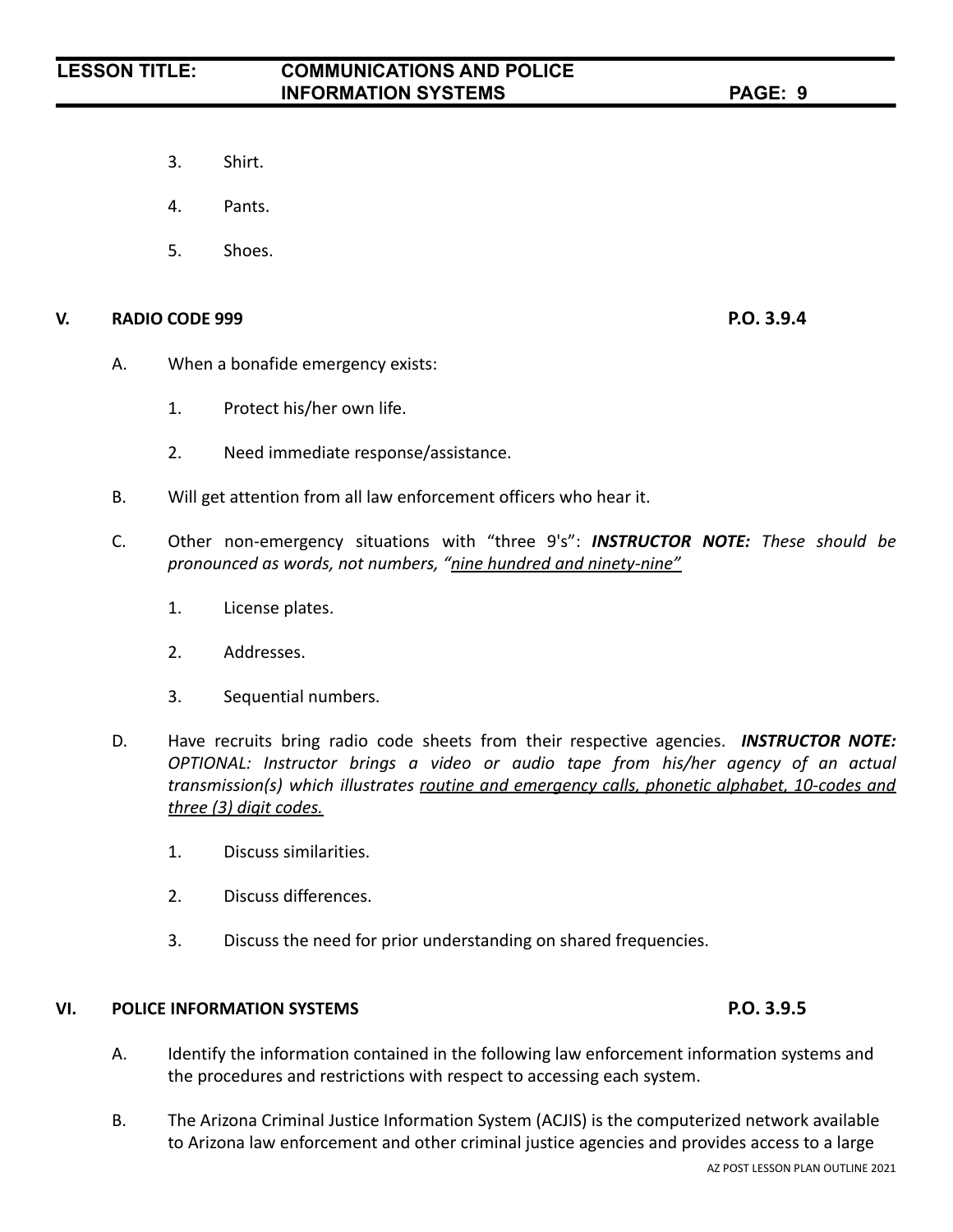3. Shirt.

4. Pants.

5. Shoes.

## V. RADIO CODE 999 P.O. 3.9.4

A. When a bonafide emergency exists:

1. Protect his/her own life.

2. Need immediate response/assistance.

B. Will get attention from all law enforcement officers who hear it.

C. Other non-emergency situations with "three 9's": ***INSTRUCTOR NOTE:*** *These should be pronounced as words, not numbers, "<u>nine hundred and ninety-nine"</u>*

1. License plates.

2. Addresses.

3. Sequential numbers.

D. Have recruits bring radio code sheets from their respective agencies. ***INSTRUCTOR NOTE:*** *OPTIONAL: Instructor brings a video or audio tape from his/her agency of an actual transmission(s) which illustrates <u>routine and emergency calls, phonetic alphabet, 10-codes and three (3) digit codes.</u>*

1. Discuss similarities.

2. Discuss differences.

3. Discuss the need for prior understanding on shared frequencies.

## VI. POLICE INFORMATION SYSTEMS P.O. 3.9.5

A. Identify the information contained in the following law enforcement information systems and the procedures and restrictions with respect to accessing each system.

B. The Arizona Criminal Justice Information System (ACJIS) is the computerized network available to Arizona law enforcement and other criminal justice agencies and provides access to a large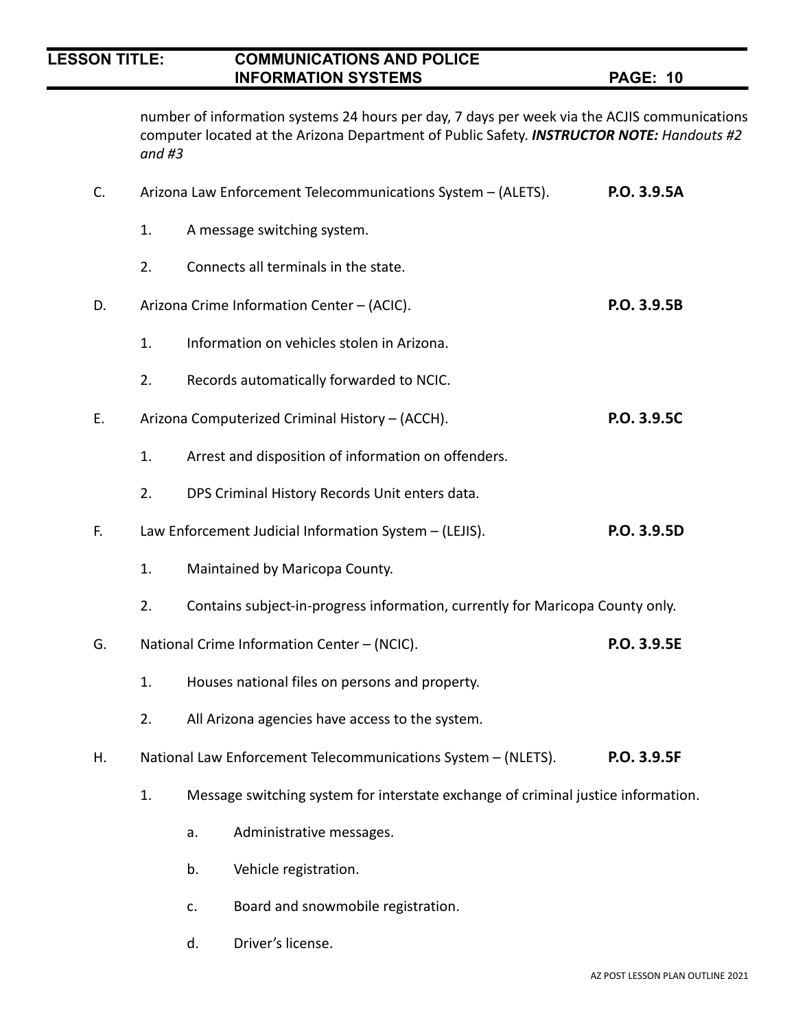number of information systems 24 hours per day, 7 days per week via the ACJIS communications computer located at the Arizona Department of Public Safety. ***INSTRUCTOR NOTE:*** *Handouts #2 and #3*

C. Arizona Law Enforcement Telecommunications System – (ALETS). **P.O. 3.9.5A**

1. A message switching system.

2. Connects all terminals in the state.

D. Arizona Crime Information Center – (ACIC). **P.O. 3.9.5B**

1. Information on vehicles stolen in Arizona.

2. Records automatically forwarded to NCIC.

E. Arizona Computerized Criminal History – (ACCH). **P.O. 3.9.5C**

1. Arrest and disposition of information on offenders.

2. DPS Criminal History Records Unit enters data.

F. Law Enforcement Judicial Information System – (LEJIS). **P.O. 3.9.5D**

1. Maintained by Maricopa County.

2. Contains subject-in-progress information, currently for Maricopa County only.

G. National Crime Information Center – (NCIC). **P.O. 3.9.5E**

1. Houses national files on persons and property.

2. All Arizona agencies have access to the system.

H. National Law Enforcement Telecommunications System – (NLETS). **P.O. 3.9.5F**

1. Message switching system for interstate exchange of criminal justice information.

   a. Administrative messages.

   b. Vehicle registration.

   c. Board and snowmobile registration.

   d. Driver's license.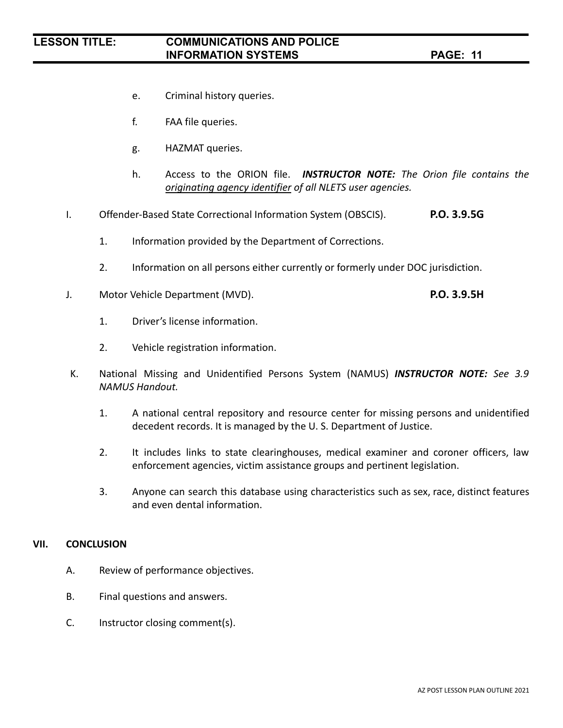e. Criminal history queries.

f. FAA file queries.

g. HAZMAT queries.

h. Access to the ORION file. ***INSTRUCTOR NOTE:*** *The Orion file contains the originating agency identifier of all NLETS user agencies.*

I. Offender-Based State Correctional Information System (OBSCIS). **P.O. 3.9.5G**

1. Information provided by the Department of Corrections.

2. Information on all persons either currently or formerly under DOC jurisdiction.

J. Motor Vehicle Department (MVD). **P.O. 3.9.5H**

1. Driver's license information.

2. Vehicle registration information.

K. National Missing and Unidentified Persons System (NAMUS) ***INSTRUCTOR NOTE:*** *See 3.9 NAMUS Handout.*

1. A national central repository and resource center for missing persons and unidentified decedent records. It is managed by the U. S. Department of Justice.

2. It includes links to state clearinghouses, medical examiner and coroner officers, law enforcement agencies, victim assistance groups and pertinent legislation.

3. Anyone can search this database using characteristics such as sex, race, distinct features and even dental information.

## VII. CONCLUSION

A. Review of performance objectives.

B. Final questions and answers.

C. Instructor closing comment(s).